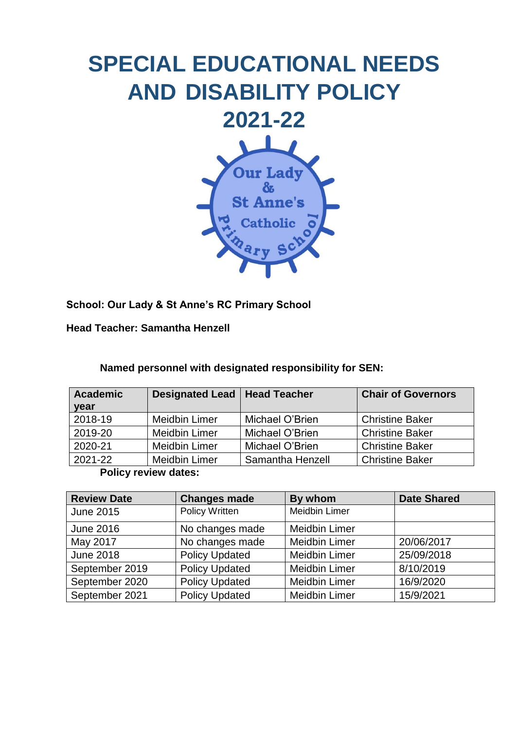# SPECIAL EDUCATIONAL NEEDS AND DISABILITY POLICY 2021-22

**School: Our Lady & St Anne's RC Primary School**

**Head Teacher: Samantha Henzell**

**Named personnel with designated responsibility for SEN:**

| Academic year | Designated Lead | Head Teacher | Chair of Governors |
|---|---|---|---|
| 2018-19 | Meidbin Limer | Michael O'Brien | Christine Baker |
| 2019-20 | Meidbin Limer | Michael O'Brien | Christine Baker |
| 2020-21 | Meidbin Limer | Michael O'Brien | Christine Baker |
| 2021-22 | Meidbin Limer | Samantha Henzell | Christine Baker |

**Policy review dates:**

| Review Date | Changes made | By whom | Date Shared |
|---|---|---|---|
| June 2015 | Policy Written | Meidbin Limer | |
| June 2016 | No changes made | Meidbin Limer | |
| May 2017 | No changes made | Meidbin Limer | 20/06/2017 |
| June 2018 | Policy Updated | Meidbin Limer | 25/09/2018 |
| September 2019 | Policy Updated | Meidbin Limer | 8/10/2019 |
| September 2020 | Policy Updated | Meidbin Limer | 16/9/2020 |
| September 2021 | Policy Updated | Meidbin Limer | 15/9/2021 |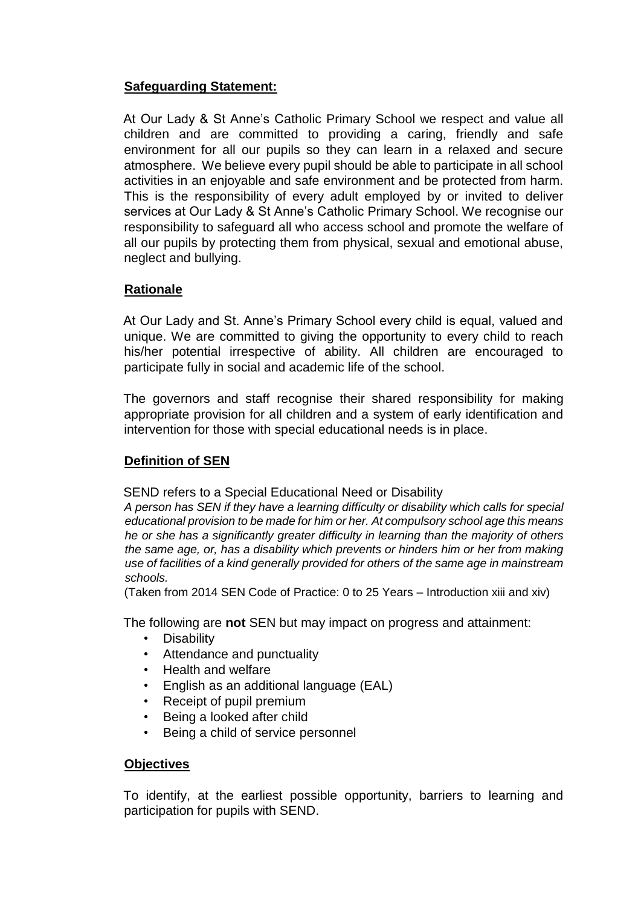## Safeguarding Statement:

At Our Lady & St Anne's Catholic Primary School we respect and value all children and are committed to providing a caring, friendly and safe environment for all our pupils so they can learn in a relaxed and secure atmosphere. We believe every pupil should be able to participate in all school activities in an enjoyable and safe environment and be protected from harm. This is the responsibility of every adult employed by or invited to deliver services at Our Lady & St Anne's Catholic Primary School. We recognise our responsibility to safeguard all who access school and promote the welfare of all our pupils by protecting them from physical, sexual and emotional abuse, neglect and bullying.

## Rationale

At Our Lady and St. Anne's Primary School every child is equal, valued and unique. We are committed to giving the opportunity to every child to reach his/her potential irrespective of ability. All children are encouraged to participate fully in social and academic life of the school.

The governors and staff recognise their shared responsibility for making appropriate provision for all children and a system of early identification and intervention for those with special educational needs is in place.

## Definition of SEN

SEND refers to a Special Educational Need or Disability

*A person has SEN if they have a learning difficulty or disability which calls for special educational provision to be made for him or her. At compulsory school age this means he or she has a significantly greater difficulty in learning than the majority of others the same age, or, has a disability which prevents or hinders him or her from making use of facilities of a kind generally provided for others of the same age in mainstream schools.*

(Taken from 2014 SEN Code of Practice: 0 to 25 Years – Introduction xiii and xiv)

The following are **not** SEN but may impact on progress and attainment:

- Disability
- Attendance and punctuality
- Health and welfare
- English as an additional language (EAL)
- Receipt of pupil premium
- Being a looked after child
- Being a child of service personnel

## Objectives

To identify, at the earliest possible opportunity, barriers to learning and participation for pupils with SEND.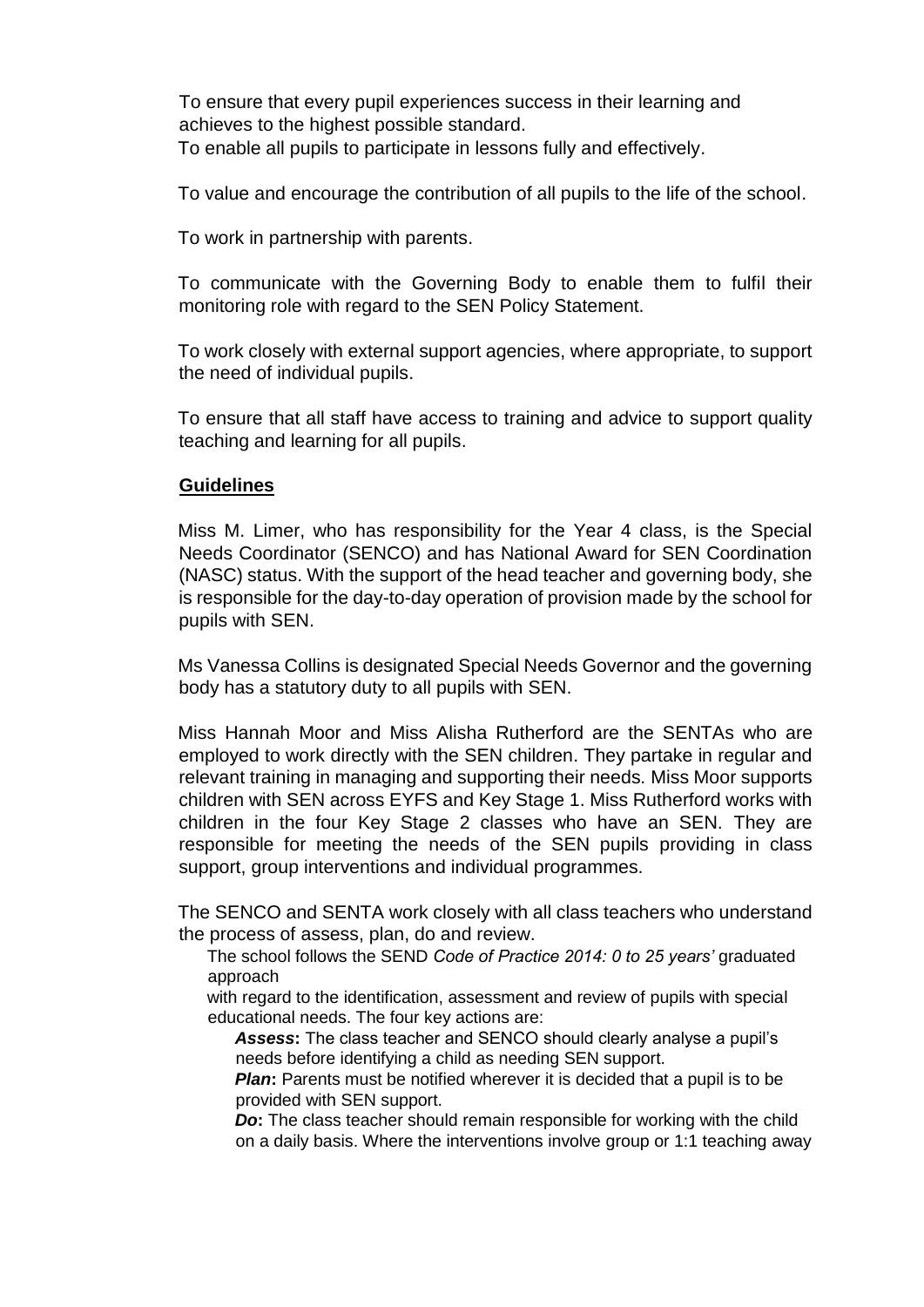To ensure that every pupil experiences success in their learning and achieves to the highest possible standard.

To enable all pupils to participate in lessons fully and effectively.

To value and encourage the contribution of all pupils to the life of the school.

To work in partnership with parents.

To communicate with the Governing Body to enable them to fulfil their monitoring role with regard to the SEN Policy Statement.

To work closely with external support agencies, where appropriate, to support the need of individual pupils.

To ensure that all staff have access to training and advice to support quality teaching and learning for all pupils.

## Guidelines

Miss M. Limer, who has responsibility for the Year 4 class, is the Special Needs Coordinator (SENCO) and has National Award for SEN Coordination (NASC) status. With the support of the head teacher and governing body, she is responsible for the day-to-day operation of provision made by the school for pupils with SEN.

Ms Vanessa Collins is designated Special Needs Governor and the governing body has a statutory duty to all pupils with SEN.

Miss Hannah Moor and Miss Alisha Rutherford are the SENTAs who are employed to work directly with the SEN children. They partake in regular and relevant training in managing and supporting their needs. Miss Moor supports children with SEN across EYFS and Key Stage 1. Miss Rutherford works with children in the four Key Stage 2 classes who have an SEN. They are responsible for meeting the needs of the SEN pupils providing in class support, group interventions and individual programmes.

The SENCO and SENTA work closely with all class teachers who understand the process of assess, plan, do and review.

The school follows the SEND *Code of Practice 2014: 0 to 25 years'* graduated approach with regard to the identification, assessment and review of pupils with special educational needs. The four key actions are:

***Assess*:** The class teacher and SENCO should clearly analyse a pupil's needs before identifying a child as needing SEN support.

***Plan*:** Parents must be notified wherever it is decided that a pupil is to be provided with SEN support.

***Do*:** The class teacher should remain responsible for working with the child on a daily basis. Where the interventions involve group or 1:1 teaching away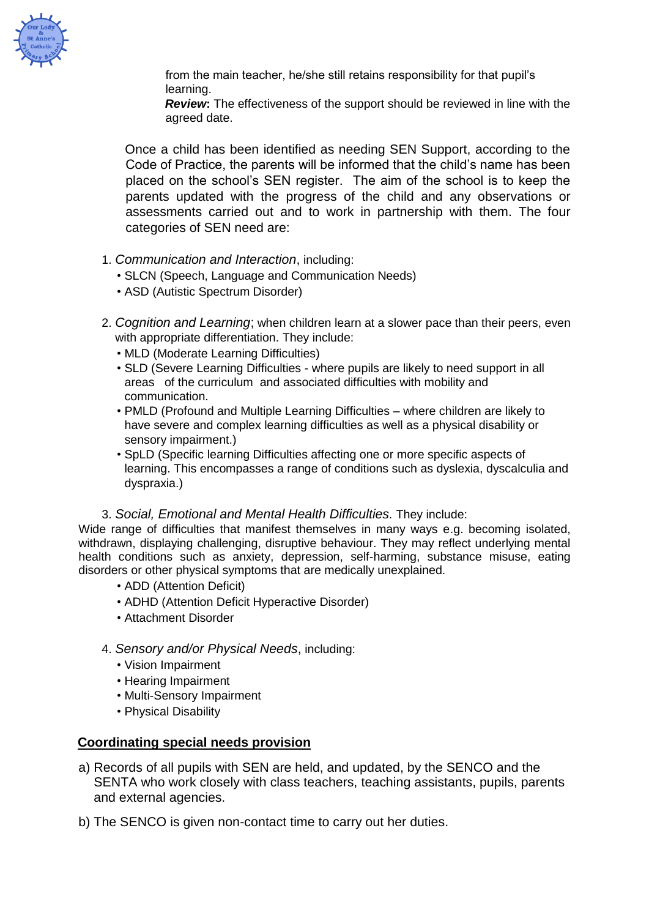from the main teacher, he/she still retains responsibility for that pupil's learning.

***Review*:** The effectiveness of the support should be reviewed in line with the agreed date.

Once a child has been identified as needing SEN Support, according to the Code of Practice, the parents will be informed that the child's name has been placed on the school's SEN register. The aim of the school is to keep the parents updated with the progress of the child and any observations or assessments carried out and to work in partnership with them. The four categories of SEN need are:

1. *Communication and Interaction*, including:
   - SLCN (Speech, Language and Communication Needs)
   - ASD (Autistic Spectrum Disorder)
2. *Cognition and Learning*; when children learn at a slower pace than their peers, even with appropriate differentiation. They include:
   - MLD (Moderate Learning Difficulties)
   - SLD (Severe Learning Difficulties - where pupils are likely to need support in all areas of the curriculum and associated difficulties with mobility and communication.
   - PMLD (Profound and Multiple Learning Difficulties – where children are likely to have severe and complex learning difficulties as well as a physical disability or sensory impairment.)
   - SpLD (Specific learning Difficulties affecting one or more specific aspects of learning. This encompasses a range of conditions such as dyslexia, dyscalculia and dyspraxia.)
3. *Social, Emotional and Mental Health Difficulties.* They include:

Wide range of difficulties that manifest themselves in many ways e.g. becoming isolated, withdrawn, displaying challenging, disruptive behaviour. They may reflect underlying mental health conditions such as anxiety, depression, self-harming, substance misuse, eating disorders or other physical symptoms that are medically unexplained.

   - ADD (Attention Deficit)
   - ADHD (Attention Deficit Hyperactive Disorder)
   - Attachment Disorder

4. *Sensory and/or Physical Needs*, including:
   - Vision Impairment
   - Hearing Impairment
   - Multi-Sensory Impairment
   - Physical Disability

## Coordinating special needs provision

a) Records of all pupils with SEN are held, and updated, by the SENCO and the SENTA who work closely with class teachers, teaching assistants, pupils, parents and external agencies.

b) The SENCO is given non-contact time to carry out her duties.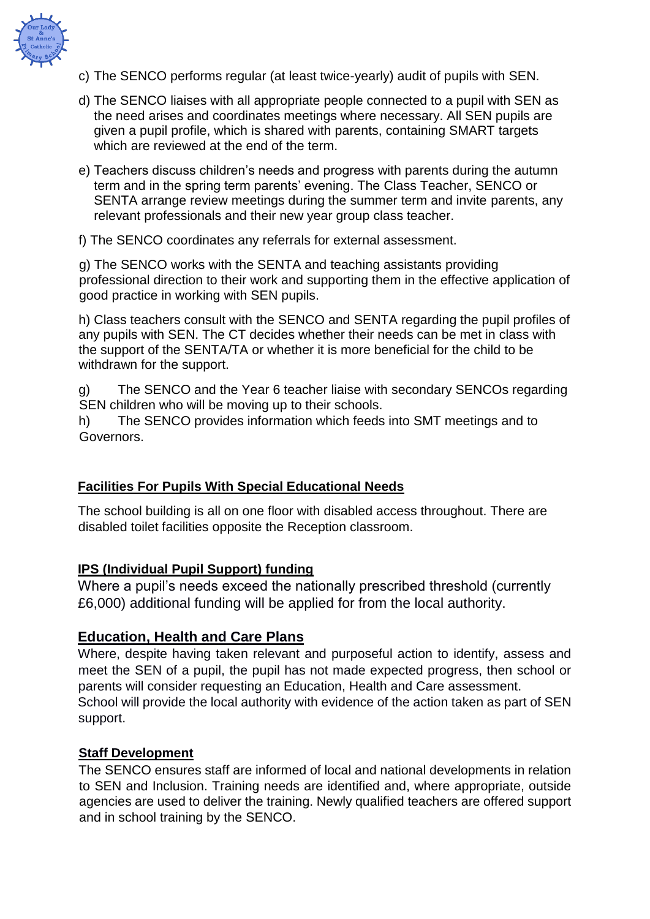c) The SENCO performs regular (at least twice-yearly) audit of pupils with SEN.

d) The SENCO liaises with all appropriate people connected to a pupil with SEN as the need arises and coordinates meetings where necessary. All SEN pupils are given a pupil profile, which is shared with parents, containing SMART targets which are reviewed at the end of the term.

e) Teachers discuss children's needs and progress with parents during the autumn term and in the spring term parents' evening. The Class Teacher, SENCO or SENTA arrange review meetings during the summer term and invite parents, any relevant professionals and their new year group class teacher.

f) The SENCO coordinates any referrals for external assessment.

g) The SENCO works with the SENTA and teaching assistants providing professional direction to their work and supporting them in the effective application of good practice in working with SEN pupils.

h) Class teachers consult with the SENCO and SENTA regarding the pupil profiles of any pupils with SEN. The CT decides whether their needs can be met in class with the support of the SENTA/TA or whether it is more beneficial for the child to be withdrawn for the support.

g) The SENCO and the Year 6 teacher liaise with secondary SENCOs regarding SEN children who will be moving up to their schools.

h) The SENCO provides information which feeds into SMT meetings and to Governors.

## Facilities For Pupils With Special Educational Needs

The school building is all on one floor with disabled access throughout. There are disabled toilet facilities opposite the Reception classroom.

## IPS (Individual Pupil Support) funding

Where a pupil's needs exceed the nationally prescribed threshold (currently £6,000) additional funding will be applied for from the local authority.

## Education, Health and Care Plans

Where, despite having taken relevant and purposeful action to identify, assess and meet the SEN of a pupil, the pupil has not made expected progress, then school or parents will consider requesting an Education, Health and Care assessment.
School will provide the local authority with evidence of the action taken as part of SEN support.

## Staff Development

The SENCO ensures staff are informed of local and national developments in relation to SEN and Inclusion. Training needs are identified and, where appropriate, outside agencies are used to deliver the training. Newly qualified teachers are offered support and in school training by the SENCO.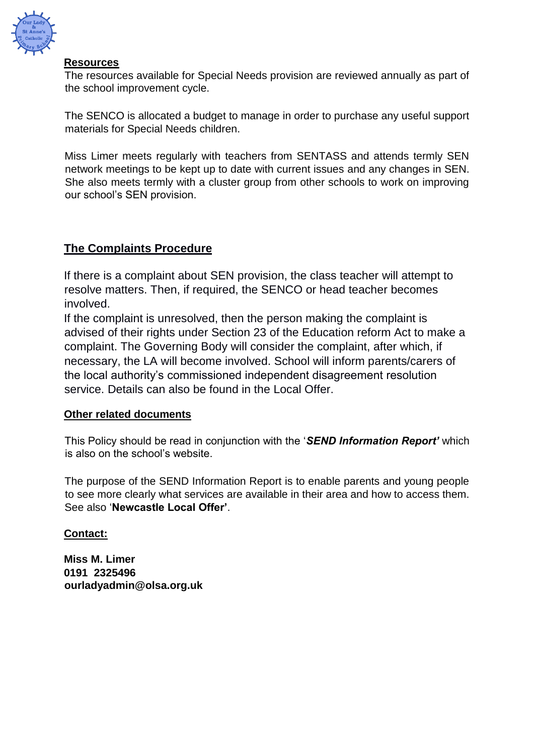## Resources

The resources available for Special Needs provision are reviewed annually as part of the school improvement cycle.

The SENCO is allocated a budget to manage in order to purchase any useful support materials for Special Needs children.

Miss Limer meets regularly with teachers from SENTASS and attends termly SEN network meetings to be kept up to date with current issues and any changes in SEN. She also meets termly with a cluster group from other schools to work on improving our school's SEN provision.

## The Complaints Procedure

If there is a complaint about SEN provision, the class teacher will attempt to resolve matters. Then, if required, the SENCO or head teacher becomes involved.

If the complaint is unresolved, then the person making the complaint is advised of their rights under Section 23 of the Education reform Act to make a complaint. The Governing Body will consider the complaint, after which, if necessary, the LA will become involved. School will inform parents/carers of the local authority's commissioned independent disagreement resolution service. Details can also be found in the Local Offer.

### Other related documents

This Policy should be read in conjunction with the '***SEND Information Report'*** which is also on the school's website.

The purpose of the SEND Information Report is to enable parents and young people to see more clearly what services are available in their area and how to access them. See also '**Newcastle Local Offer'**.

### Contact:

**Miss M. Limer**
**0191 2325496**
**ourladyadmin@olsa.org.uk**